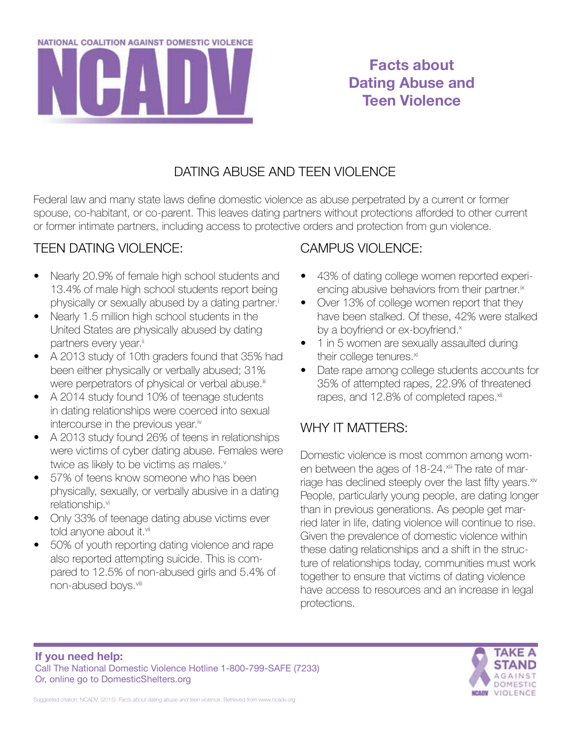NATIONAL COALITION AGAINST DOMESTIC VIOLENCE

NCADV

# Facts about Dating Abuse and Teen Violence

## DATING ABUSE AND TEEN VIOLENCE

Federal law and many state laws define domestic violence as abuse perpetrated by a current or former spouse, co-habitant, or co-parent. This leaves dating partners without protections afforded to other current or former intimate partners, including access to protective orders and protection from gun violence.

### TEEN DATING VIOLENCE:

- Nearly 20.9% of female high school students and 13.4% of male high school students report being physically or sexually abused by a dating partner.[i]
- Nearly 1.5 million high school students in the United States are physically abused by dating partners every year.[ii]
- A 2013 study of 10th graders found that 35% had been either physically or verbally abused; 31% were perpetrators of physical or verbal abuse.[iii]
- A 2014 study found 10% of teenage students in dating relationships were coerced into sexual intercourse in the previous year.[iv]
- A 2013 study found 26% of teens in relationships were victims of cyber dating abuse. Females were twice as likely to be victims as males.[v]
- 57% of teens know someone who has been physically, sexually, or verbally abusive in a dating relationship.[vi]
- Only 33% of teenage dating abuse victims ever told anyone about it.[vii]
- 50% of youth reporting dating violence and rape also reported attempting suicide. This is compared to 12.5% of non-abused girls and 5.4% of non-abused boys.[viii]

### CAMPUS VIOLENCE:

- 43% of dating college women reported experiencing abusive behaviors from their partner.[ix]
- Over 13% of college women report that they have been stalked. Of these, 42% were stalked by a boyfriend or ex-boyfriend.[x]
- 1 in 5 women are sexually assaulted during their college tenures.[xi]
- Date rape among college students accounts for 35% of attempted rapes, 22.9% of threatened rapes, and 12.8% of completed rapes.[xii]

### WHY IT MATTERS:

Domestic violence is most common among women between the ages of 18-24.[xiii] The rate of marriage has declined steeply over the last fifty years.[xiv] People, particularly young people, are dating longer than in previous generations. As people get married later in life, dating violence will continue to rise. Given the prevalence of domestic violence within these dating relationships and a shift in the structure of relationships today, communities must work together to ensure that victims of dating violence have access to resources and an increase in legal protections.

**If you need help:**
Call The National Domestic Violence Hotline 1-800-799-SAFE (7233)
Or, online go to DomesticShelters.org

TAKE A STAND AGAINST DOMESTIC VIOLENCE

Suggested citation: NCADV. (2015). *Facts about dating abuse and teen violence*. Retrieved from www.ncadv.org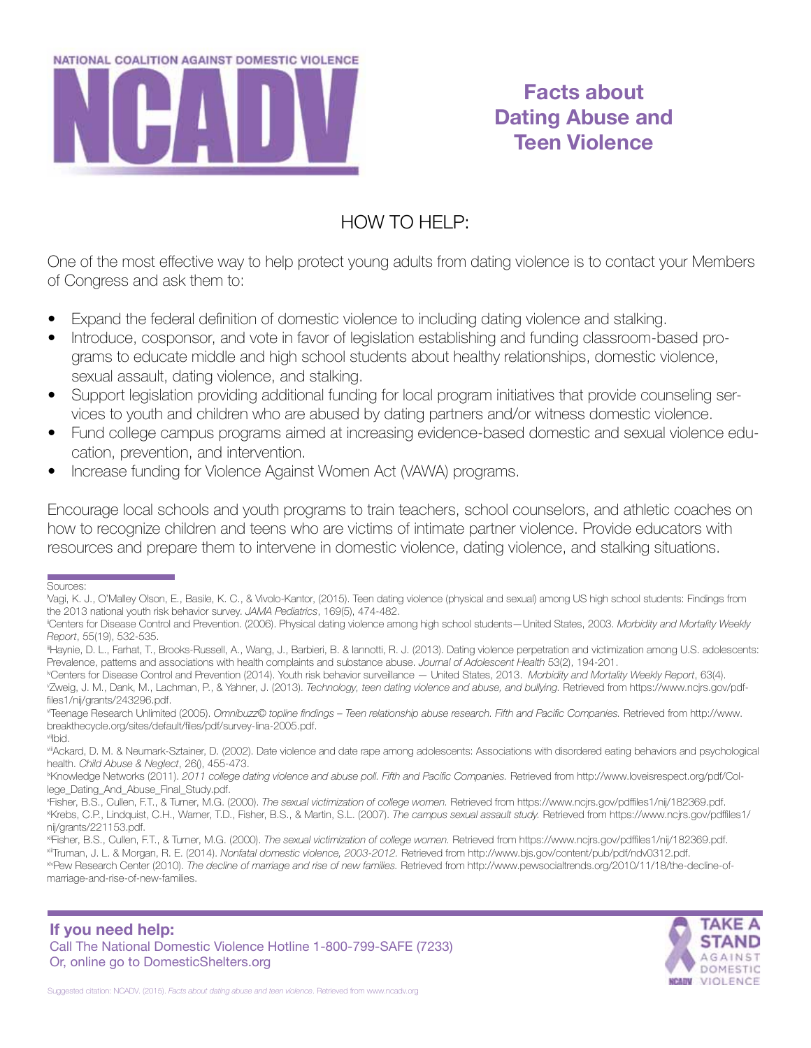NATIONAL COALITION AGAINST DOMESTIC VIOLENCE

NCADV

# Facts about Dating Abuse and Teen Violence

## HOW TO HELP:

One of the most effective way to help protect young adults from dating violence is to contact your Members of Congress and ask them to:

- Expand the federal definition of domestic violence to including dating violence and stalking.
- Introduce, cosponsor, and vote in favor of legislation establishing and funding classroom-based programs to educate middle and high school students about healthy relationships, domestic violence, sexual assault, dating violence, and stalking.
- Support legislation providing additional funding for local program initiatives that provide counseling services to youth and children who are abused by dating partners and/or witness domestic violence.
- Fund college campus programs aimed at increasing evidence-based domestic and sexual violence education, prevention, and intervention.
- Increase funding for Violence Against Women Act (VAWA) programs.

Encourage local schools and youth programs to train teachers, school counselors, and athletic coaches on how to recognize children and teens who are victims of intimate partner violence. Provide educators with resources and prepare them to intervene in domestic violence, dating violence, and stalking situations.

Sources:

[i] Vagi, K. J., O'Malley Olson, E., Basile, K. C., & Vivolo-Kantor, (2015). Teen dating violence (physical and sexual) among US high school students: Findings from the 2013 national youth risk behavior survey. *JAMA Pediatrics*, 169(5), 474-482.

[ii] Centers for Disease Control and Prevention. (2006). Physical dating violence among high school students—United States, 2003. *Morbidity and Mortality Weekly Report*, 55(19), 532-535.

[iii] Haynie, D. L., Farhat, T., Brooks-Russell, A., Wang, J., Barbieri, B. & Iannotti, R. J. (2013). Dating violence perpetration and victimization among U.S. adolescents: Prevalence, patterns and associations with health complaints and substance abuse. *Journal of Adolescent Health* 53(2), 194-201.

[iv] Centers for Disease Control and Prevention (2014). Youth risk behavior surveillance — United States, 2013. *Morbidity and Mortality Weekly Report*, 63(4).

[v] Zweig, J. M., Dank, M., Lachman, P., & Yahner, J. (2013). *Technology, teen dating violence and abuse, and bullying.* Retrieved from https://www.ncjrs.gov/pdffiles1/nij/grants/243296.pdf.

[vi] Teenage Research Unlimited (2005). *Omnibuzz© topline findings – Teen relationship abuse research. Fifth and Pacific Companies.* Retrieved from http://www.breakthecycle.org/sites/default/files/pdf/survey-lina-2005.pdf.

[vii] Ibid.

[viii] Ackard, D. M. & Neumark-Sztainer, D. (2002). Date violence and date rape among adolescents: Associations with disordered eating behaviors and psychological health. *Child Abuse & Neglect*, 26(), 455-473.

[ix] Knowledge Networks (2011). *2011 college dating violence and abuse poll. Fifth and Pacific Companies.* Retrieved from http://www.loveisrespect.org/pdf/College_Dating_And_Abuse_Final_Study.pdf.

[x] Fisher, B.S., Cullen, F.T., & Turner, M.G. (2000). *The sexual victimization of college women.* Retrieved from https://www.ncjrs.gov/pdffiles1/nij/182369.pdf.

[xi] Krebs, C.P., Lindquist, C.H., Warner, T.D., Fisher, B.S., & Martin, S.L. (2007). *The campus sexual assault study.* Retrieved from https://www.ncjrs.gov/pdffiles1/nij/grants/221153.pdf.

[xii] Fisher, B.S., Cullen, F.T., & Turner, M.G. (2000). *The sexual victimization of college women.* Retrieved from https://www.ncjrs.gov/pdffiles1/nij/182369.pdf.

[xiii] Truman, J. L. & Morgan, R. E. (2014). *Nonfatal domestic violence, 2003-2012.* Retrieved from http://www.bjs.gov/content/pub/pdf/ndv0312.pdf.

[xiv] Pew Research Center (2010). *The decline of marriage and rise of new families.* Retrieved from http://www.pewsocialtrends.org/2010/11/18/the-decline-of-marriage-and-rise-of-new-families.

**If you need help:**

Call The National Domestic Violence Hotline 1-800-799-SAFE (7233)
Or, online go to DomesticShelters.org

TAKE A STAND AGAINST DOMESTIC VIOLENCE

Suggested citation: NCADV. (2015). *Facts about dating abuse and teen violence.* Retrieved from www.ncadv.org